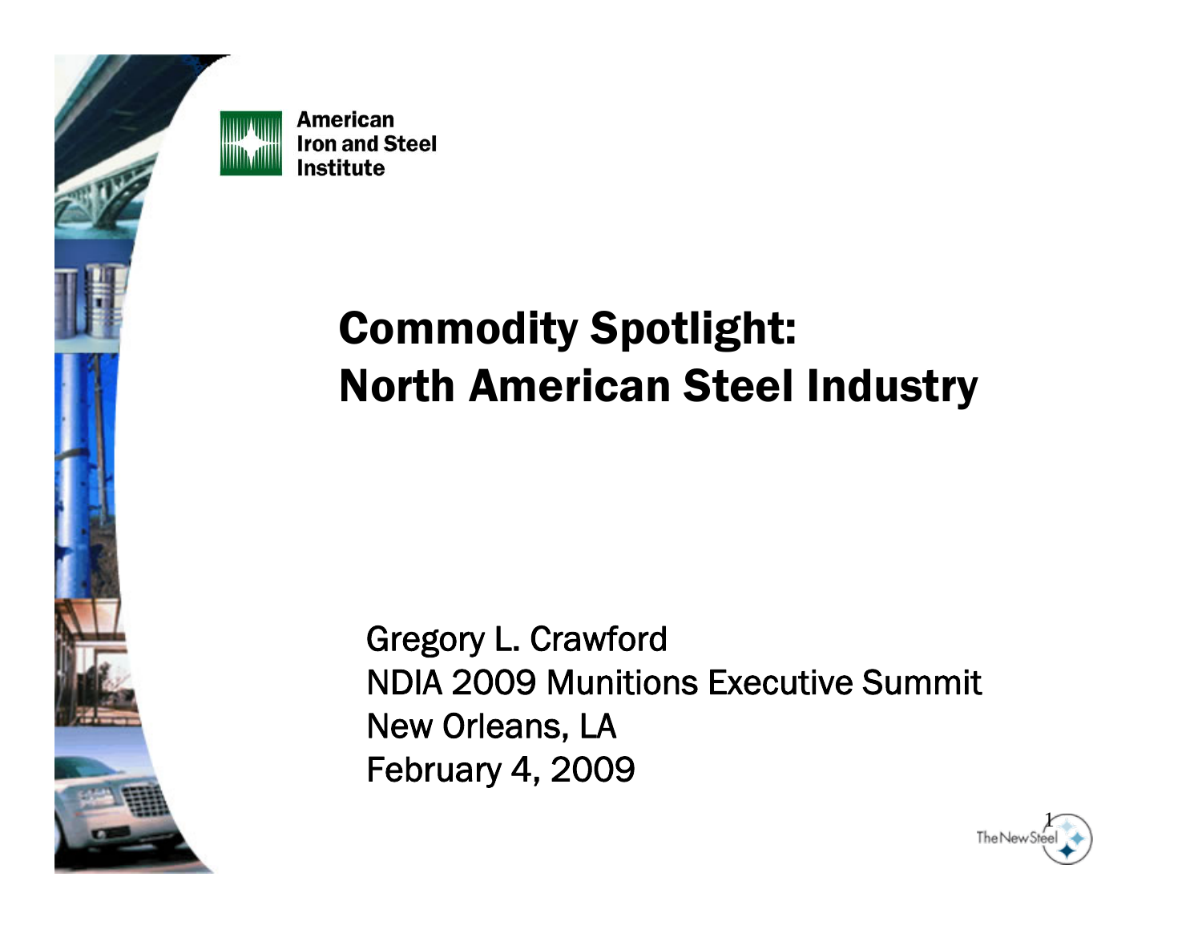American Iron and Steel Institute

# Commodity Spotlight: North American Steel Industry

Gregory L. Crawford
NDIA 2009 Munitions Executive Summit
New Orleans, LA
February 4, 2009

The New Steel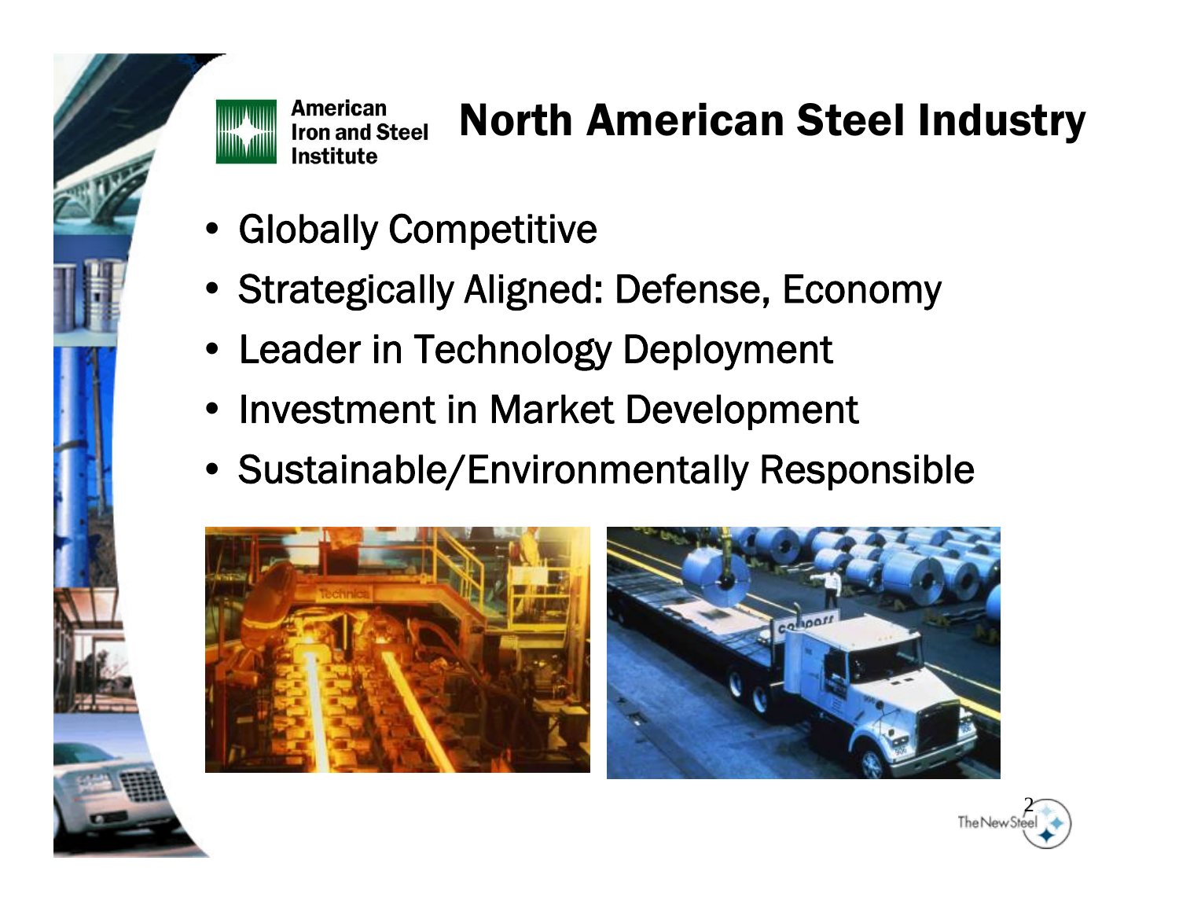# North American Steel Industry

- Globally Competitive
- Strategically Aligned: Defense, Economy
- Leader in Technology Deployment
- Investment in Market Development
- Sustainable/Environmentally Responsible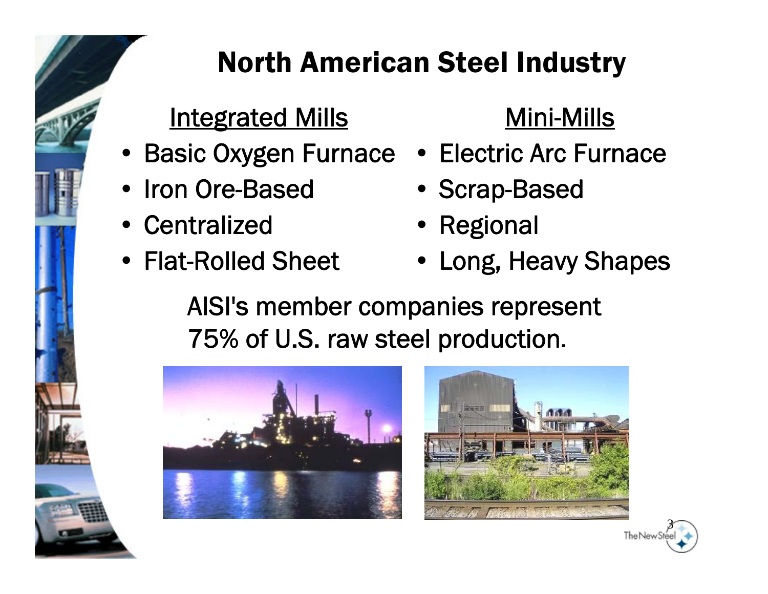# North American Steel Industry

| Integrated Mills | Mini-Mills |
|---|---|
| • Basic Oxygen Furnace | • Electric Arc Furnace |
| • Iron Ore-Based | • Scrap-Based |
| • Centralized | • Regional |
| • Flat-Rolled Sheet | • Long, Heavy Shapes |

AISI's member companies represent 75% of U.S. raw steel production.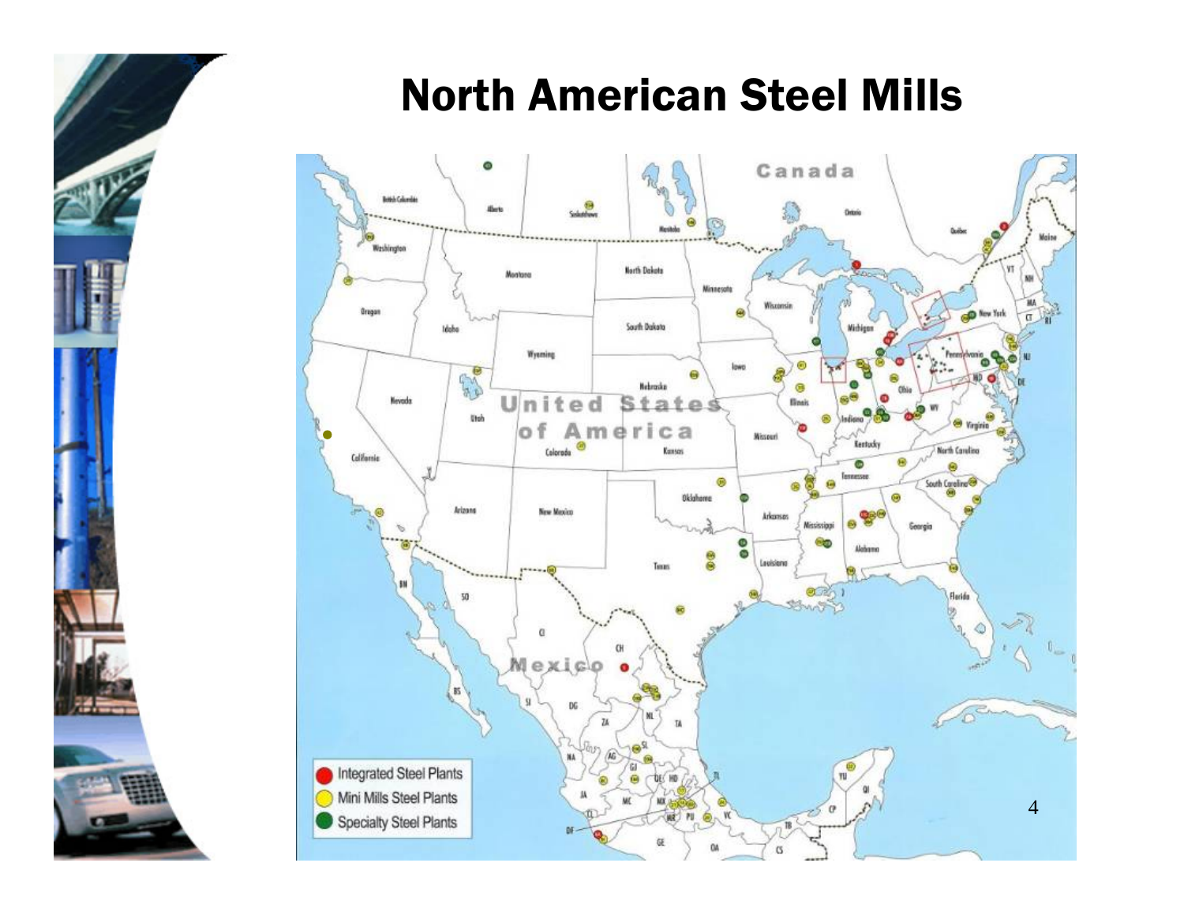# North American Steel Mills

- Integrated Steel Plants
- Mini Mills Steel Plants
- Specialty Steel Plants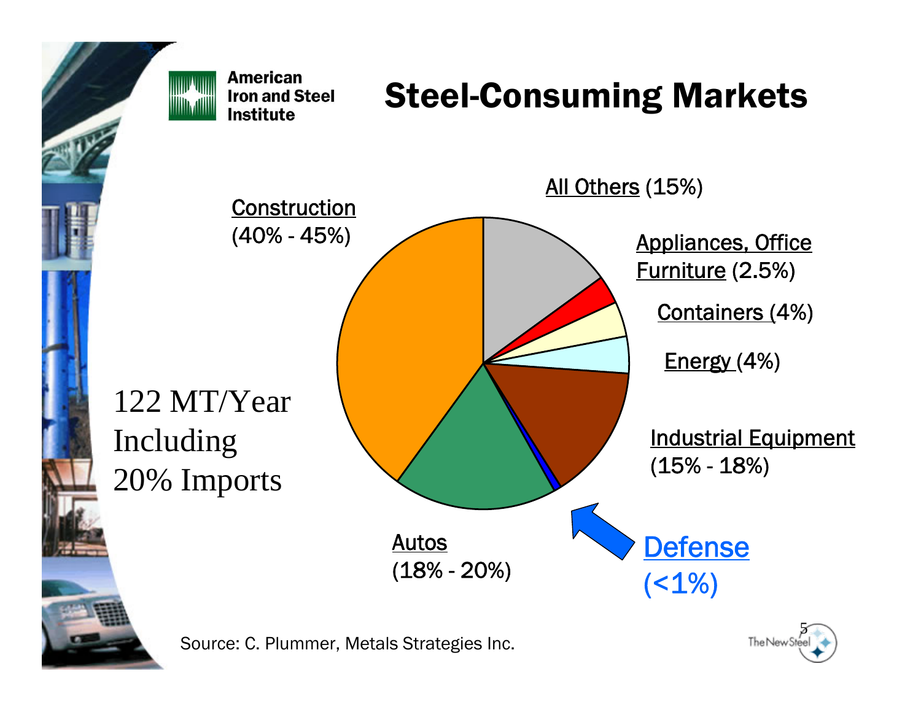American Iron and Steel Institute

# Steel-Consuming Markets

Construction (40% - 45%)

All Others (15%)

Appliances, Office Furniture (2.5%)

Containers (4%)

Energy (4%)

Industrial Equipment (15% - 18%)

Autos (18% - 20%)

Defense (<1%)

122 MT/Year Including 20% Imports

Source: C. Plummer, Metals Strategies Inc.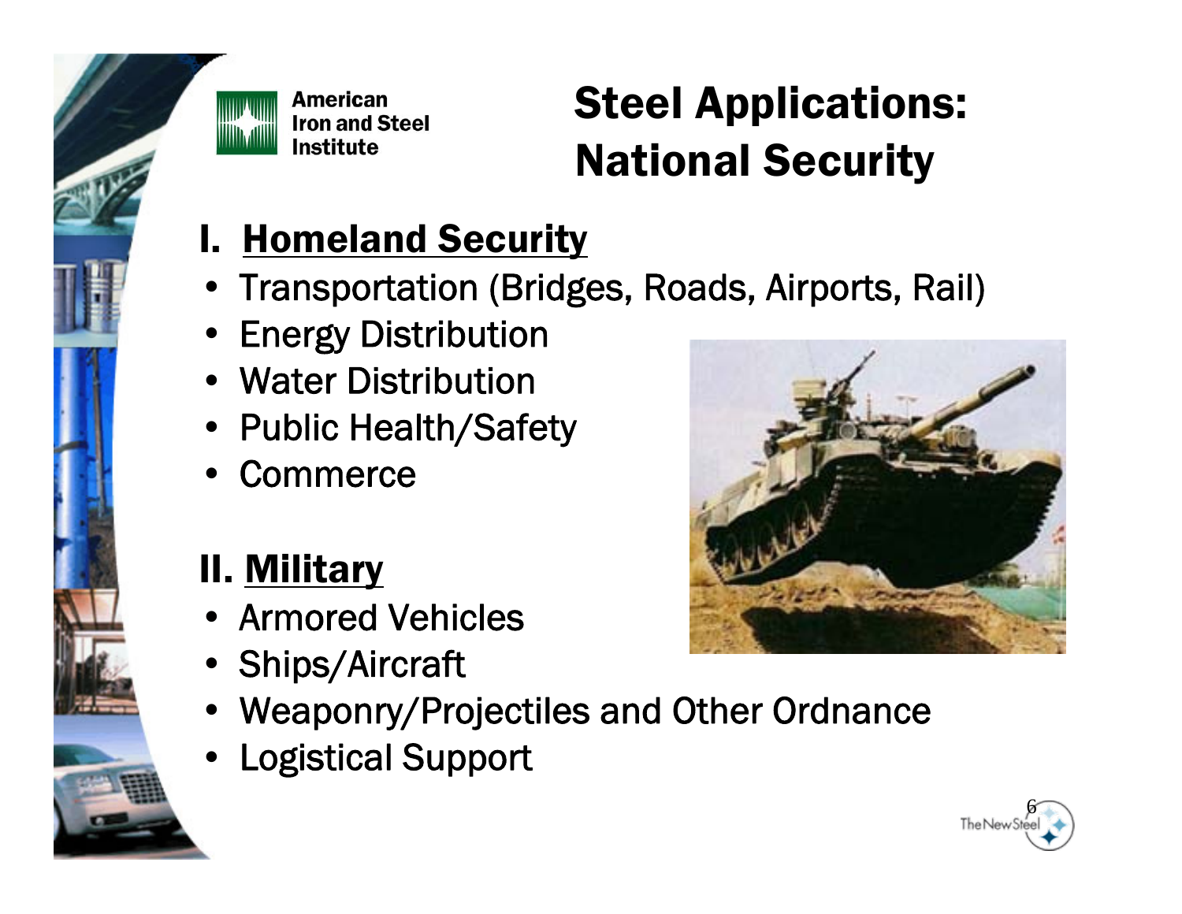American Iron and Steel Institute

# Steel Applications: National Security

## I. Homeland Security

- Transportation (Bridges, Roads, Airports, Rail)
- Energy Distribution
- Water Distribution
- Public Health/Safety
- Commerce

## II. Military

- Armored Vehicles
- Ships/Aircraft
- Weaponry/Projectiles and Other Ordnance
- Logistical Support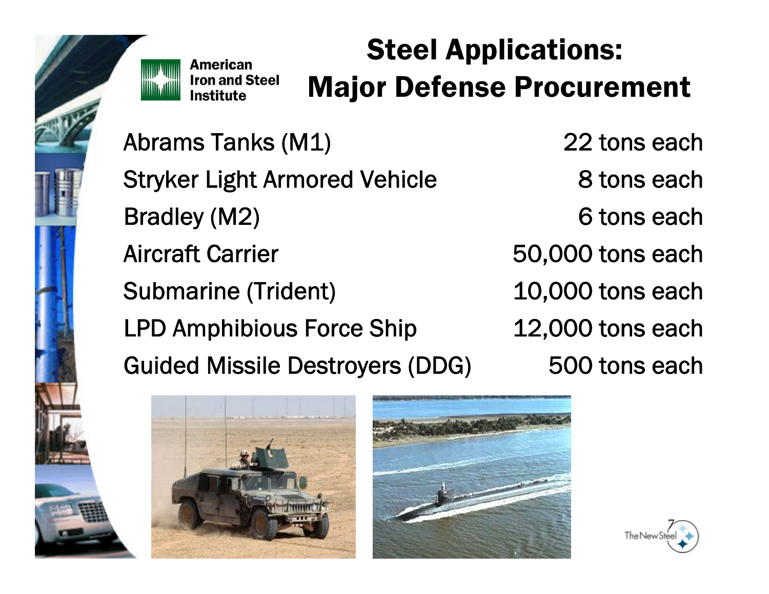# Steel Applications: Major Defense Procurement

| | |
|---|---|
| Abrams Tanks (M1) | 22 tons each |
| Stryker Light Armored Vehicle | 8 tons each |
| Bradley (M2) | 6 tons each |
| Aircraft Carrier | 50,000 tons each |
| Submarine (Trident) | 10,000 tons each |
| LPD Amphibious Force Ship | 12,000 tons each |
| Guided Missile Destroyers (DDG) | 500 tons each |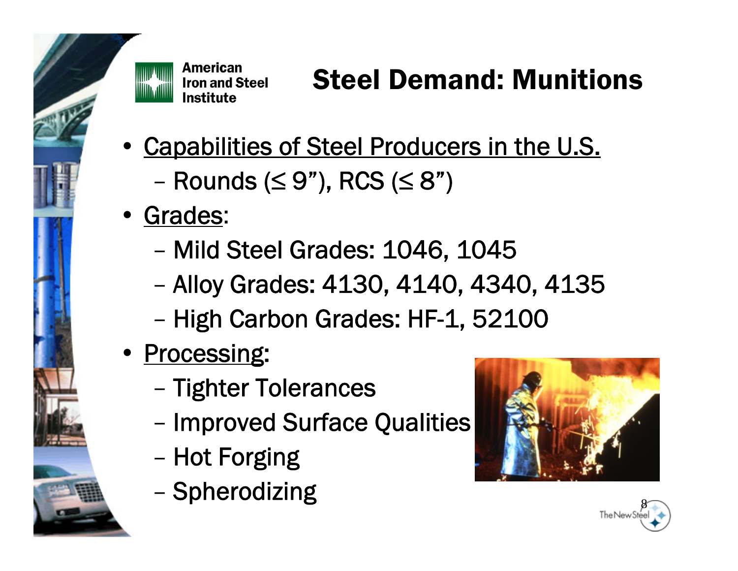# Steel Demand: Munitions

- <u>Capabilities of Steel Producers in the U.S.</u>
  - Rounds (≤ 9”), RCS (≤ 8”)
- <u>Grades</u>:
  - Mild Steel Grades: 1046, 1045
  - Alloy Grades: 4130, 4140, 4340, 4135
  - High Carbon Grades: HF-1, 52100
- <u>Processing</u>:
  - Tighter Tolerances
  - Improved Surface Qualities
  - Hot Forging
  - Spherodizing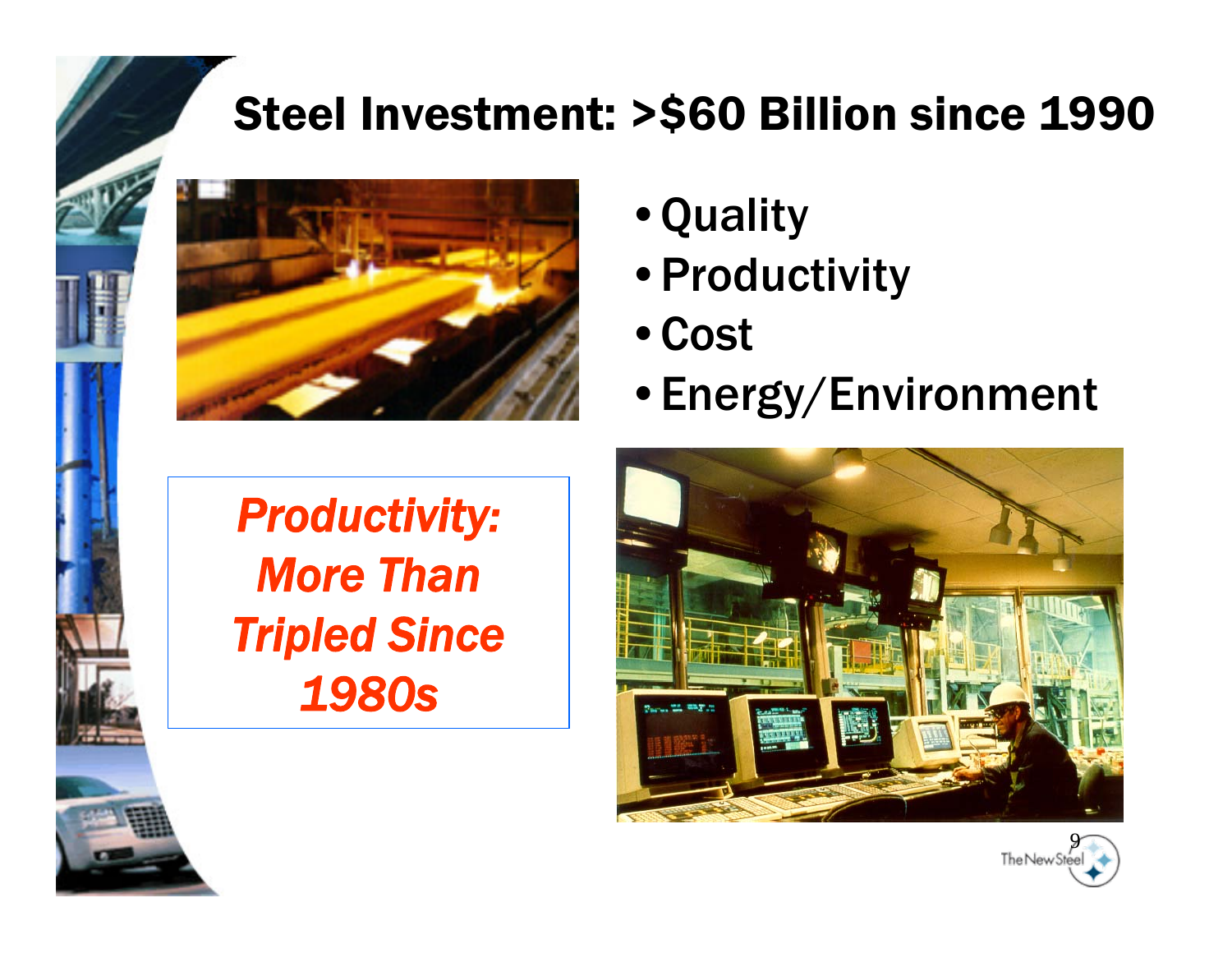# Steel Investment: >$60 Billion since 1990

- Quality
- Productivity
- Cost
- Energy/Environment

***Productivity: More Than Tripled Since 1980s***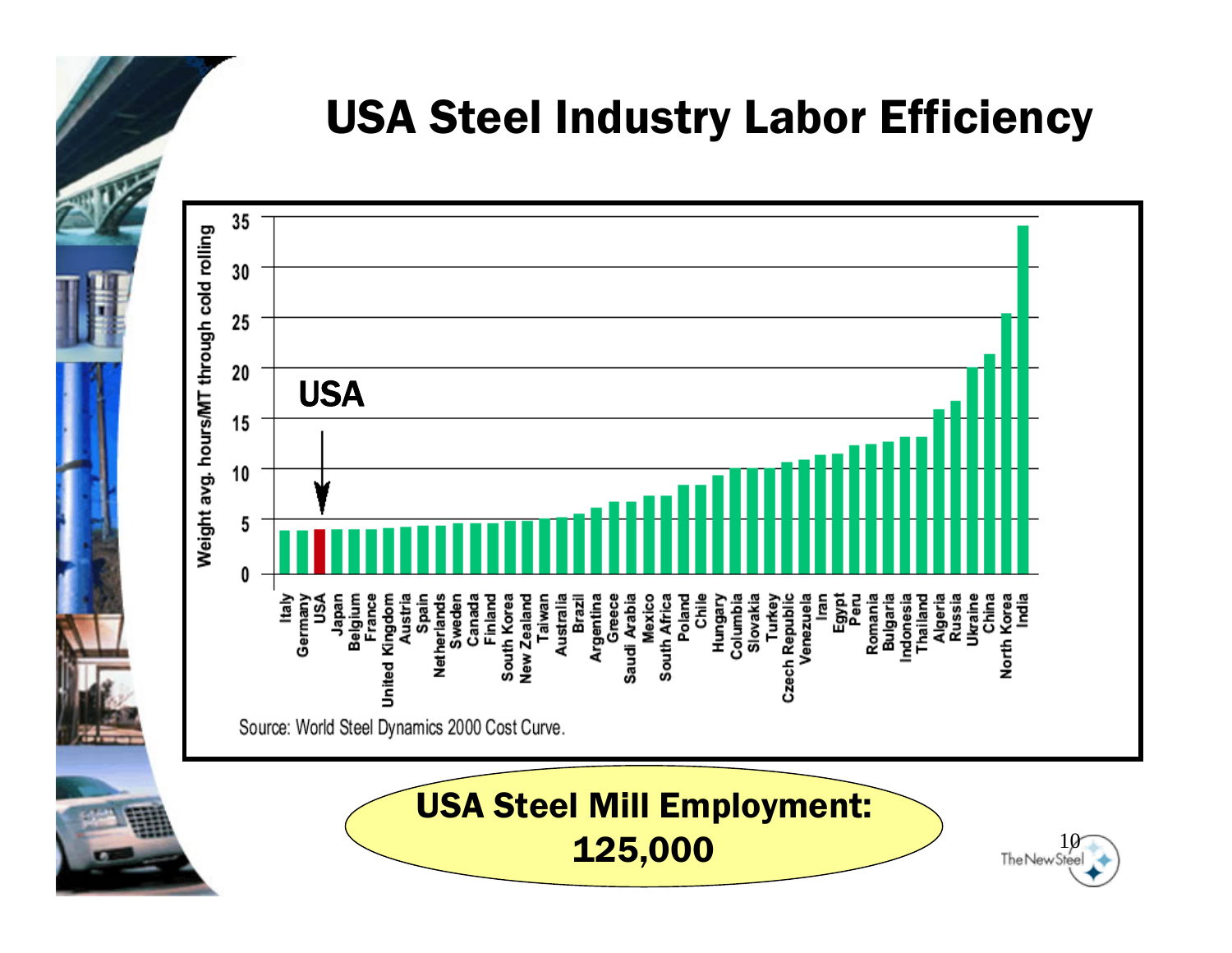# USA Steel Industry Labor Efficiency

Weight avg. hours/MT through cold rolling

USA

Italy, Germany, USA, Japan, Belgium, France, United Kingdom, Austria, Spain, Netherlands, Sweden, Canada, Finland, South Korea, New Zealand, Taiwan, Australia, Brazil, Argentina, Greece, Saudi Arabia, Mexico, South Africa, Poland, Chile, Hungary, Columbia, Slovakia, Turkey, Czech Republic, Venezuela, Iran, Egypt, Peru, Romania, Bulgaria, Indonesia, Thailand, Algeria, Russia, Ukraine, China, North Korea, India

Source: World Steel Dynamics 2000 Cost Curve.

**USA Steel Mill Employment: 125,000**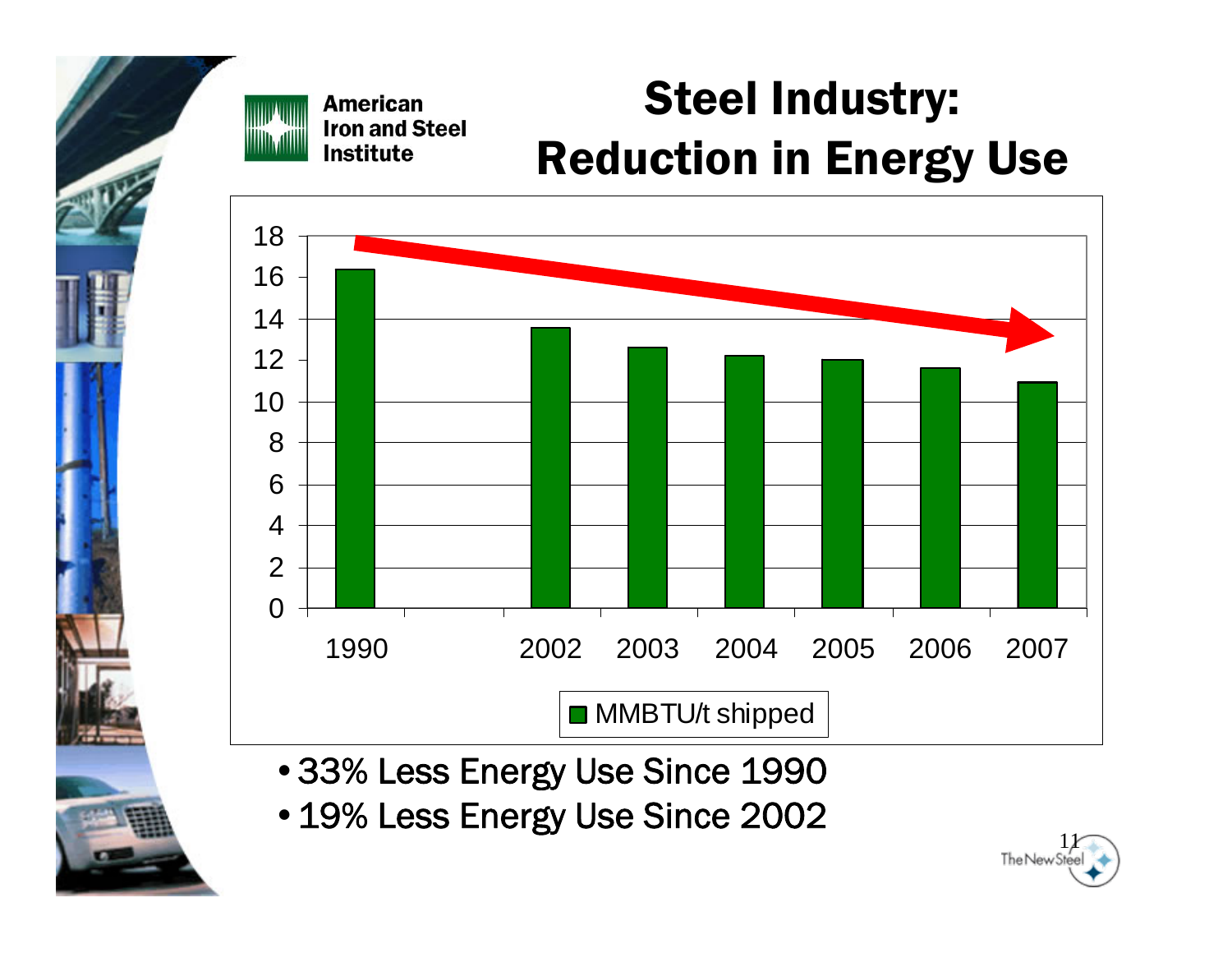American Iron and Steel Institute

# Steel Industry: Reduction in Energy Use

| Year | MMBTU/t shipped |
|---|---|
| 1990 | 16.4 |
| 2002 | 13.6 |
| 2003 | 12.6 |
| 2004 | 12.2 |
| 2005 | 12.0 |
| 2006 | 11.6 |
| 2007 | 10.9 |

- 33% Less Energy Use Since 1990
- 19% Less Energy Use Since 2002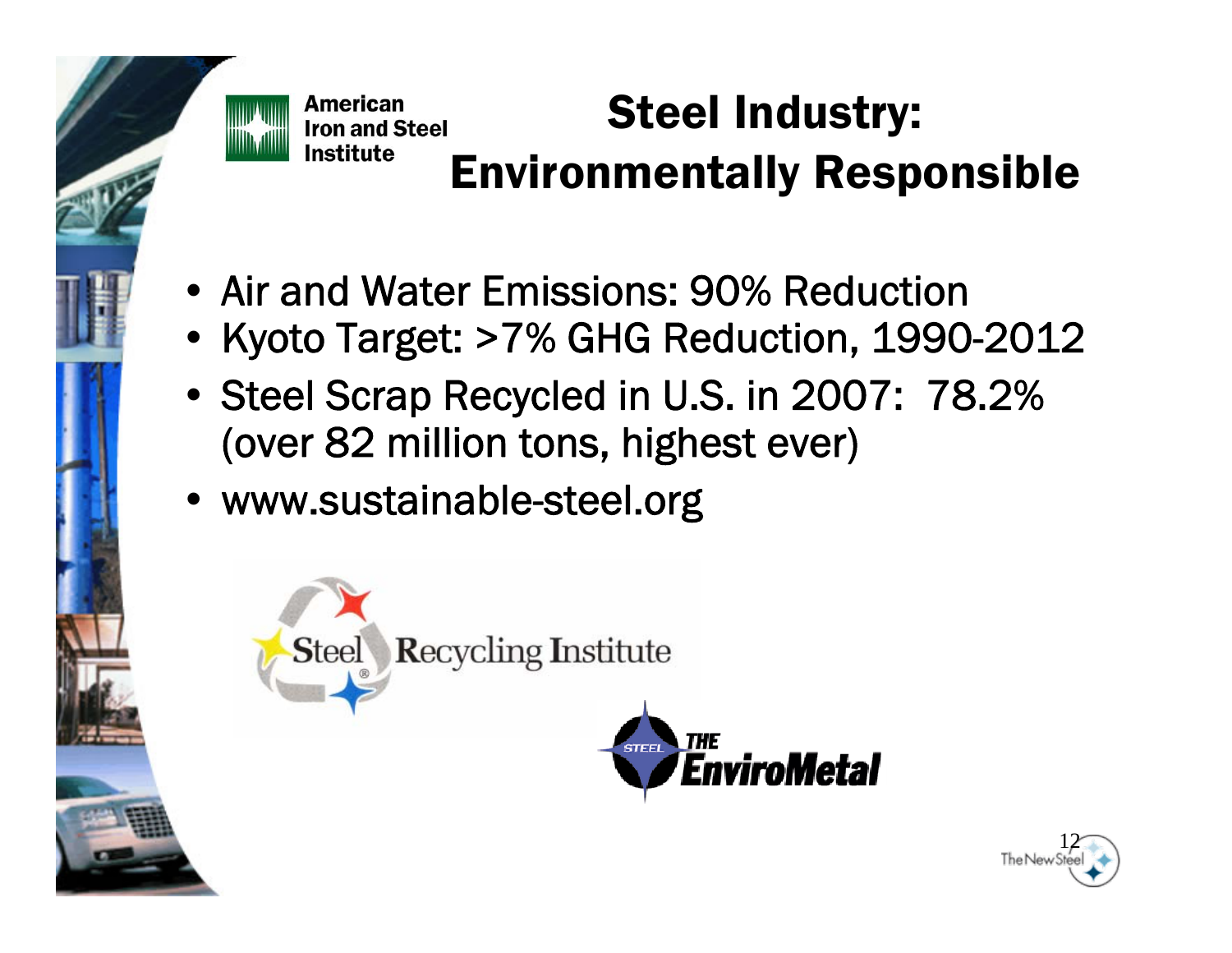American Iron and Steel Institute

# Steel Industry: Environmentally Responsible

- Air and Water Emissions: 90% Reduction
- Kyoto Target: >7% GHG Reduction, 1990-2012
- Steel Scrap Recycled in U.S. in 2007: 78.2% (over 82 million tons, highest ever)
- www.sustainable-steel.org

Steel Recycling Institute

STEEL THE EnviroMetal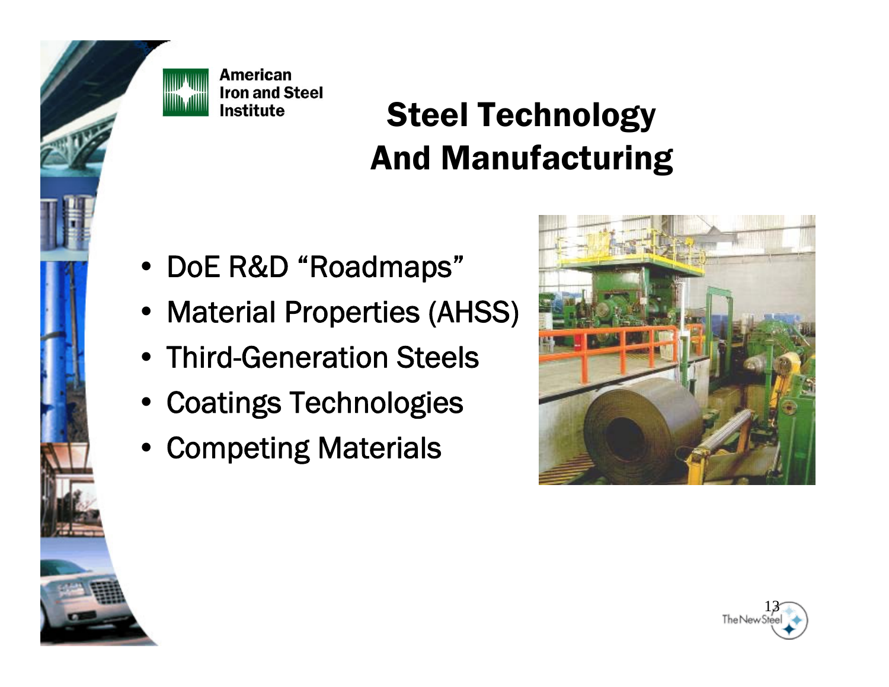American Iron and Steel Institute

# Steel Technology And Manufacturing

- DoE R&D “Roadmaps”
- Material Properties (AHSS)
- Third-Generation Steels
- Coatings Technologies
- Competing Materials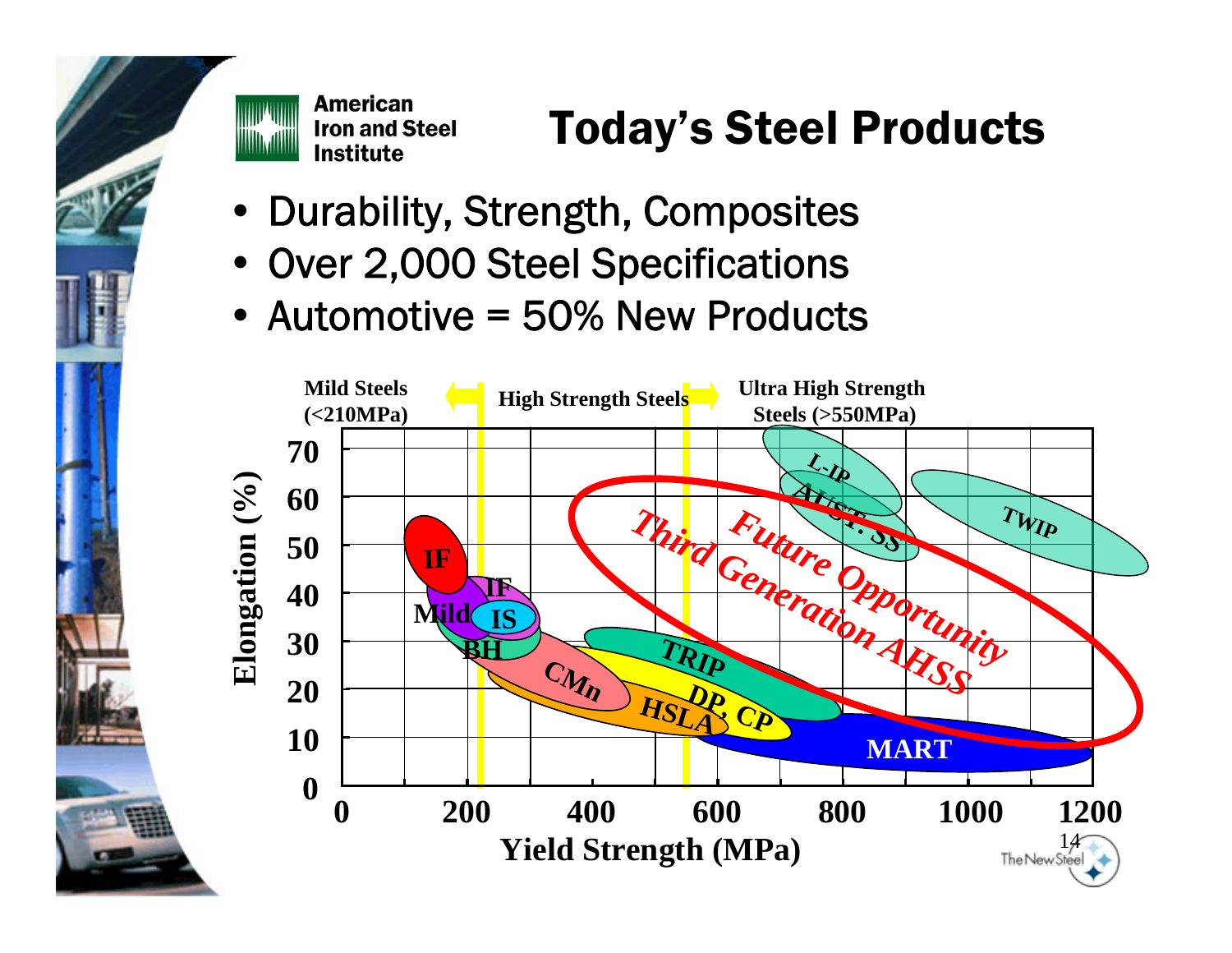# Today's Steel Products

- Durability, Strength, Composites
- Over 2,000 Steel Specifications
- Automotive = 50% New Products

Mild Steels (<210MPa) | High Strength Steels | Ultra High Strength Steels (>550MPa)

Elongation (%) vs. Yield Strength (MPa)

IF, Mild, IF, IS, BH, CMn, HSLA, DP, CP, TRIP, MART, L-IP, AUST. SS, TWIP

Future Opportunity — Third Generation AHSS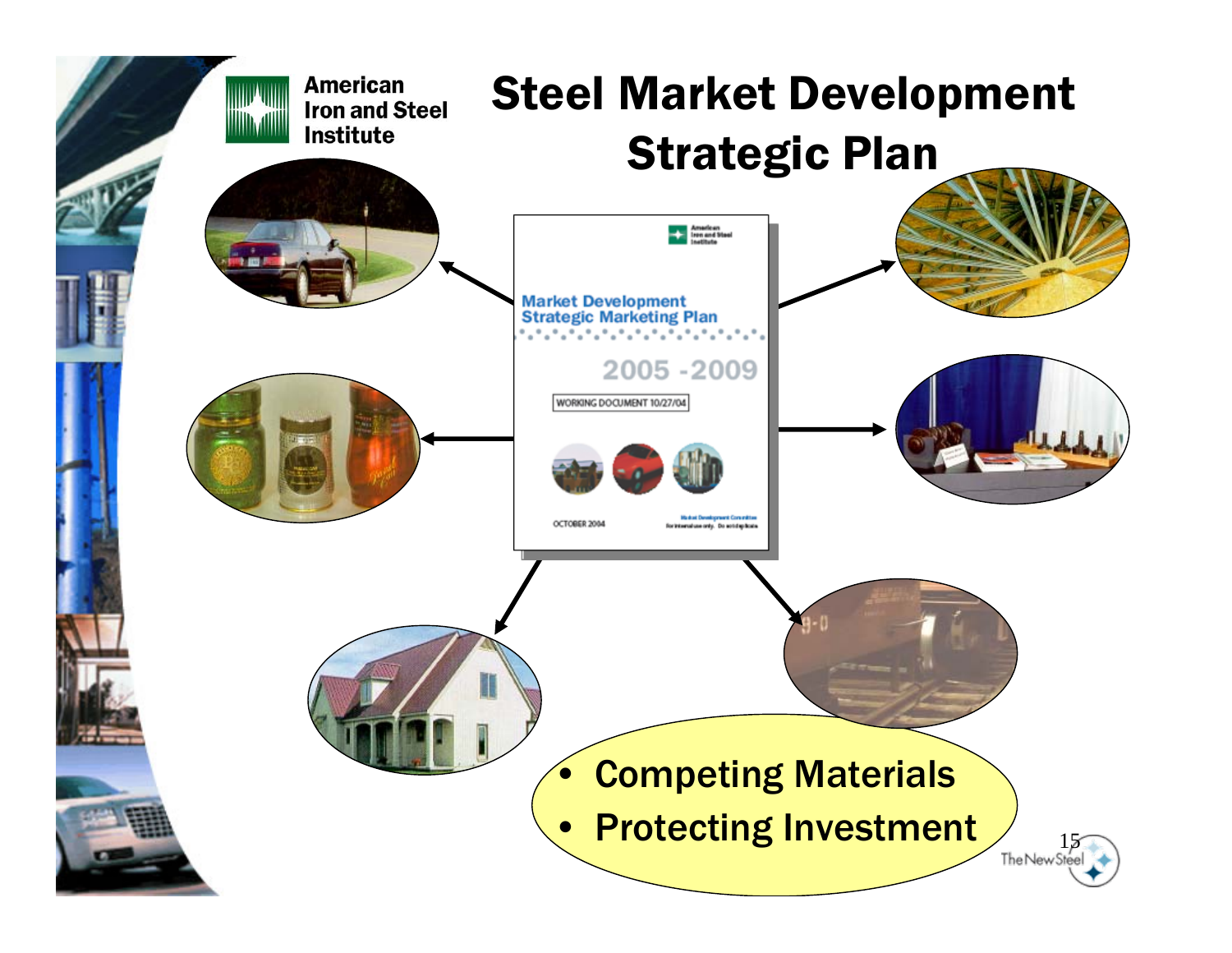American Iron and Steel Institute

# Steel Market Development Strategic Plan

Market Development Strategic Marketing Plan

2005 -2009

WORKING DOCUMENT 10/27/04

OCTOBER 2004

- Competing Materials
- Protecting Investment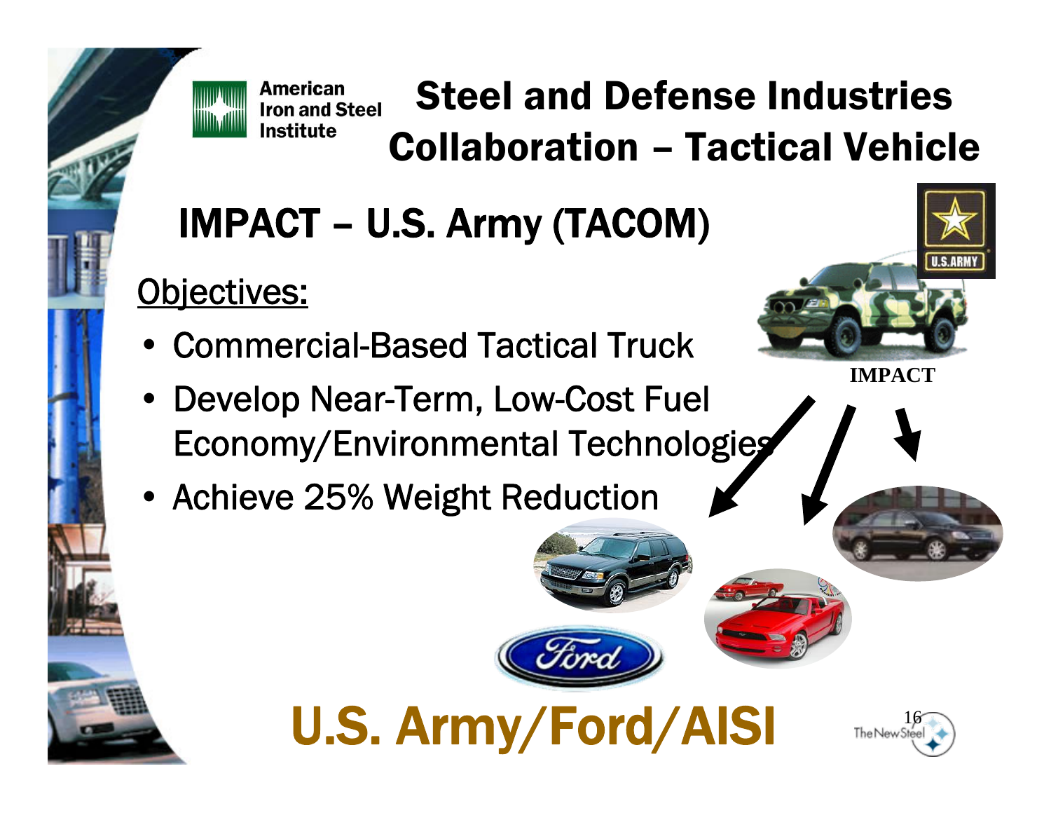American Iron and Steel Institute

# Steel and Defense Industries Collaboration – Tactical Vehicle

## IMPACT – U.S. Army (TACOM)

Objectives:

- Commercial-Based Tactical Truck
- Develop Near-Term, Low-Cost Fuel Economy/Environmental Technologies
- Achieve 25% Weight Reduction

IMPACT

**U.S. Army/Ford/AISI**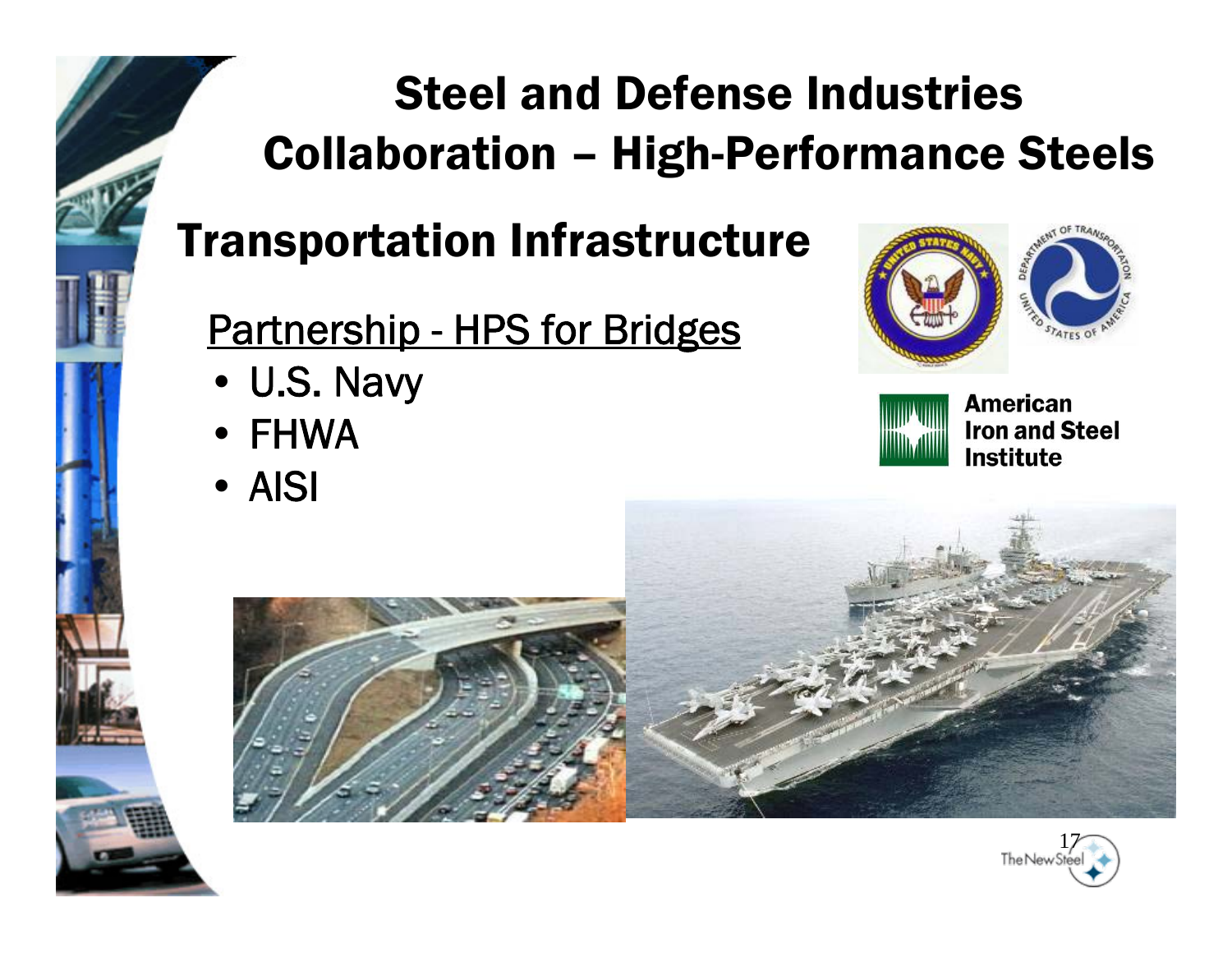# Steel and Defense Industries Collaboration – High-Performance Steels

## Transportation Infrastructure

<u>Partnership - HPS for Bridges</u>

- U.S. Navy
- FHWA
- AISI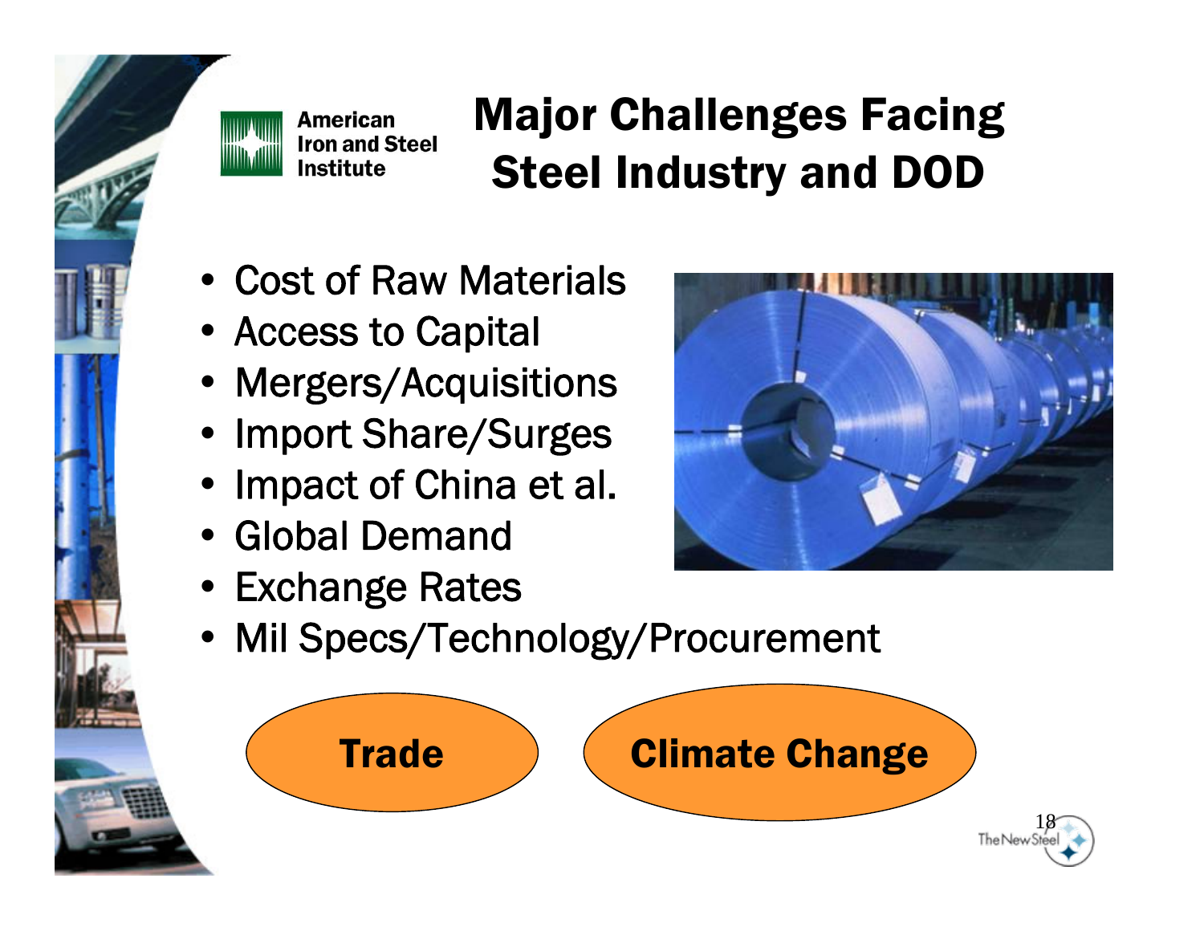American Iron and Steel Institute

# Major Challenges Facing Steel Industry and DOD

- Cost of Raw Materials
- Access to Capital
- Mergers/Acquisitions
- Import Share/Surges
- Impact of China et al.
- Global Demand
- Exchange Rates
- Mil Specs/Technology/Procurement

**Trade**

**Climate Change**

The New Steel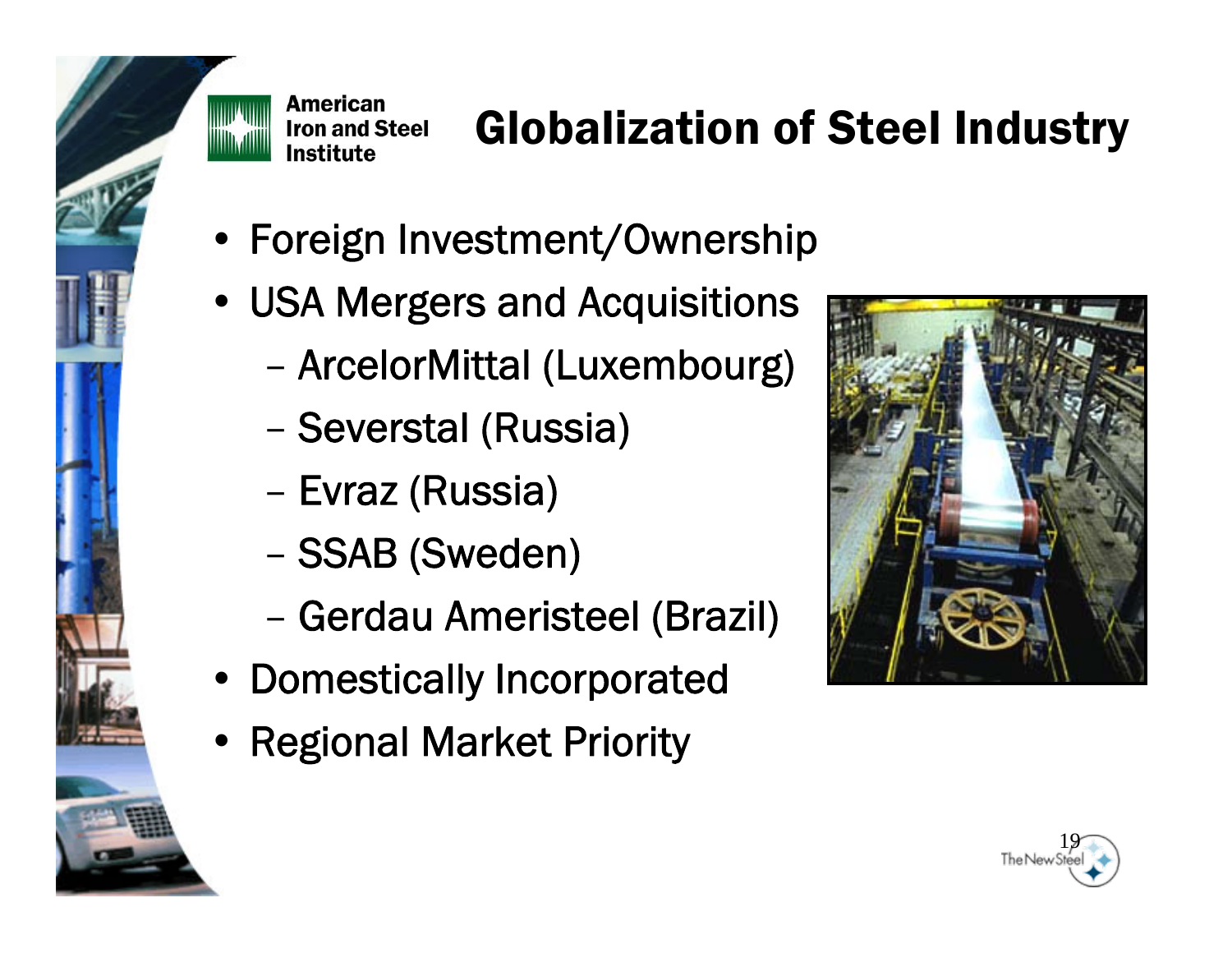# Globalization of Steel Industry

- Foreign Investment/Ownership
- USA Mergers and Acquisitions
  - ArcelorMittal (Luxembourg)
  - Severstal (Russia)
  - Evraz (Russia)
  - SSAB (Sweden)
  - Gerdau Ameristeel (Brazil)
- Domestically Incorporated
- Regional Market Priority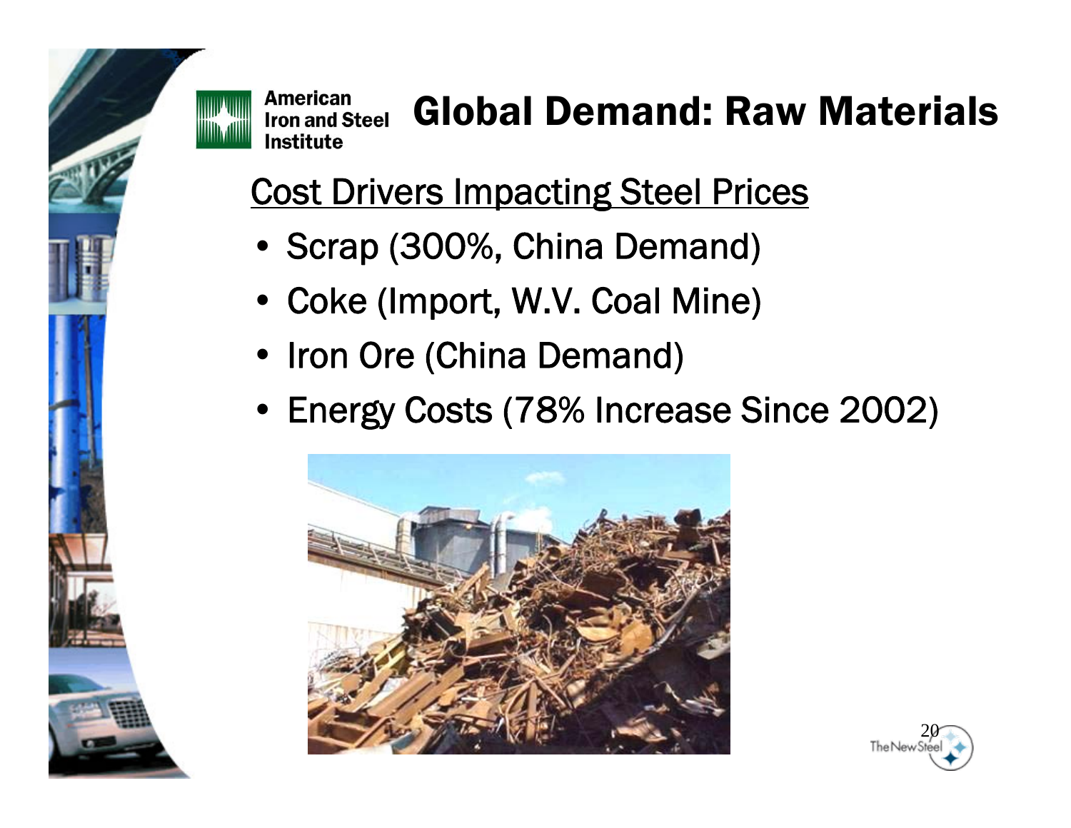American Iron and Steel Institute

# Global Demand: Raw Materials

## Cost Drivers Impacting Steel Prices

- Scrap (300%, China Demand)
- Coke (Import, W.V. Coal Mine)
- Iron Ore (China Demand)
- Energy Costs (78% Increase Since 2002)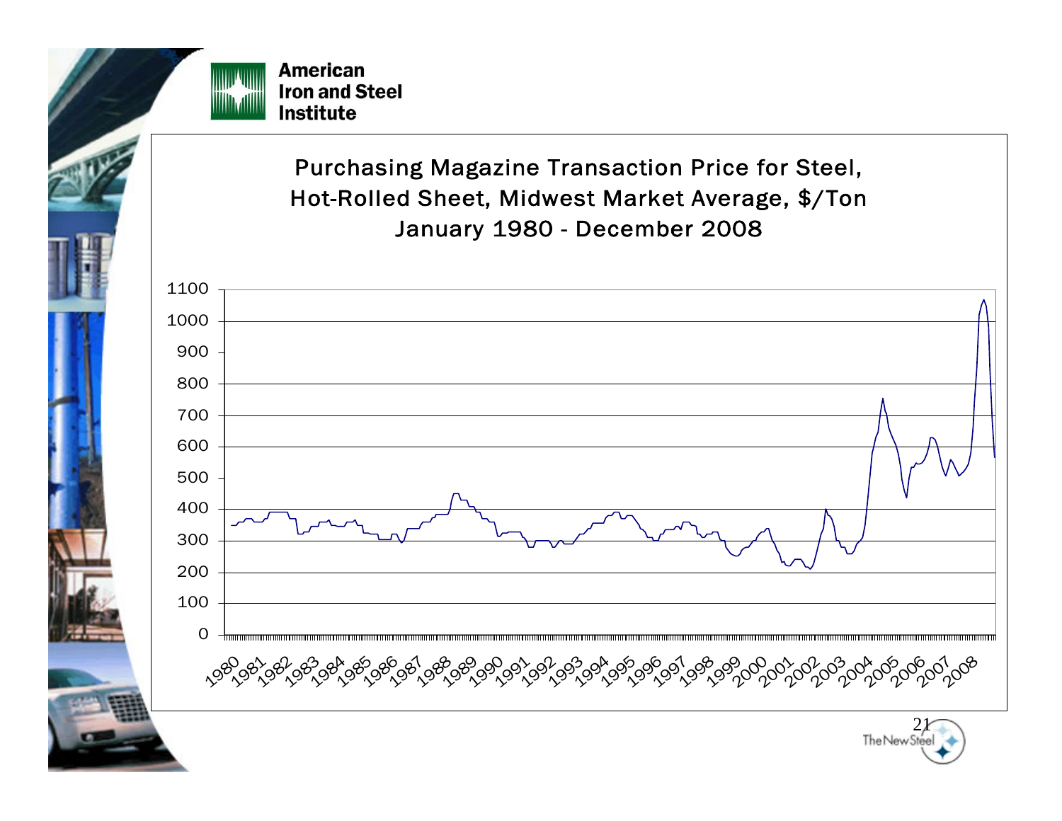American Iron and Steel Institute

## Purchasing Magazine Transaction Price for Steel, Hot-Rolled Sheet, Midwest Market Average, $/Ton

January 1980 - December 2008

1100
1000
900
800
700
600
500
400
300
200
100
0

1980 1981 1982 1983 1984 1985 1986 1987 1988 1989 1990 1991 1992 1993 1994 1995 1996 1997 1998 1999 2000 2001 2002 2003 2004 2005 2006 2007 2008

The New Steel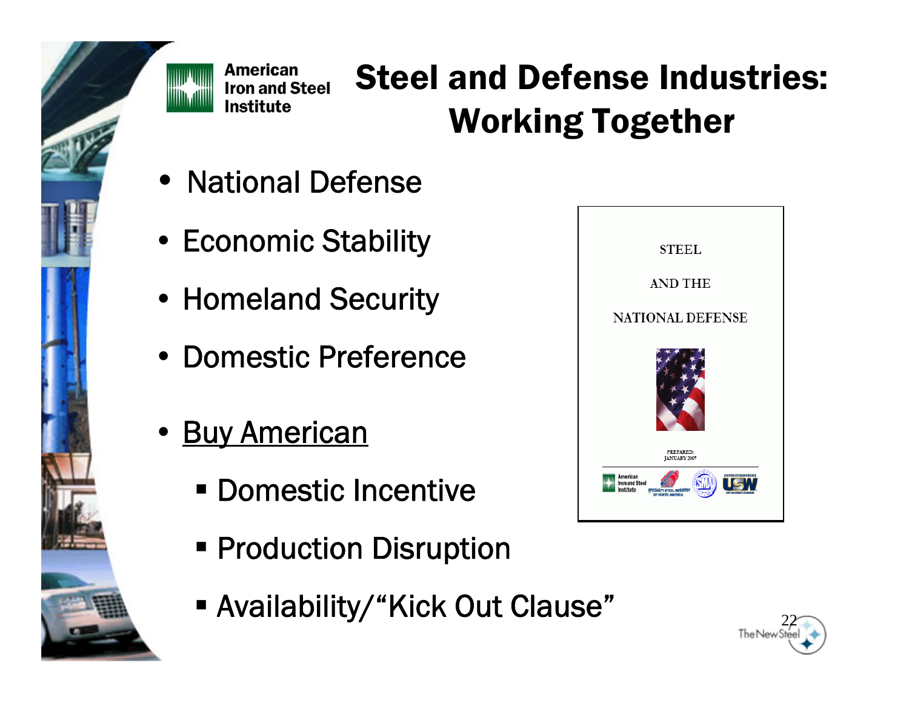American Iron and Steel Institute

# Steel and Defense Industries: Working Together

- National Defense
- Economic Stability
- Homeland Security
- Domestic Preference
- Buy American
  - Domestic Incentive
  - Production Disruption
  - Availability/"Kick Out Clause"

STEEL

AND THE

NATIONAL DEFENSE

PREPARED: JANUARY 2007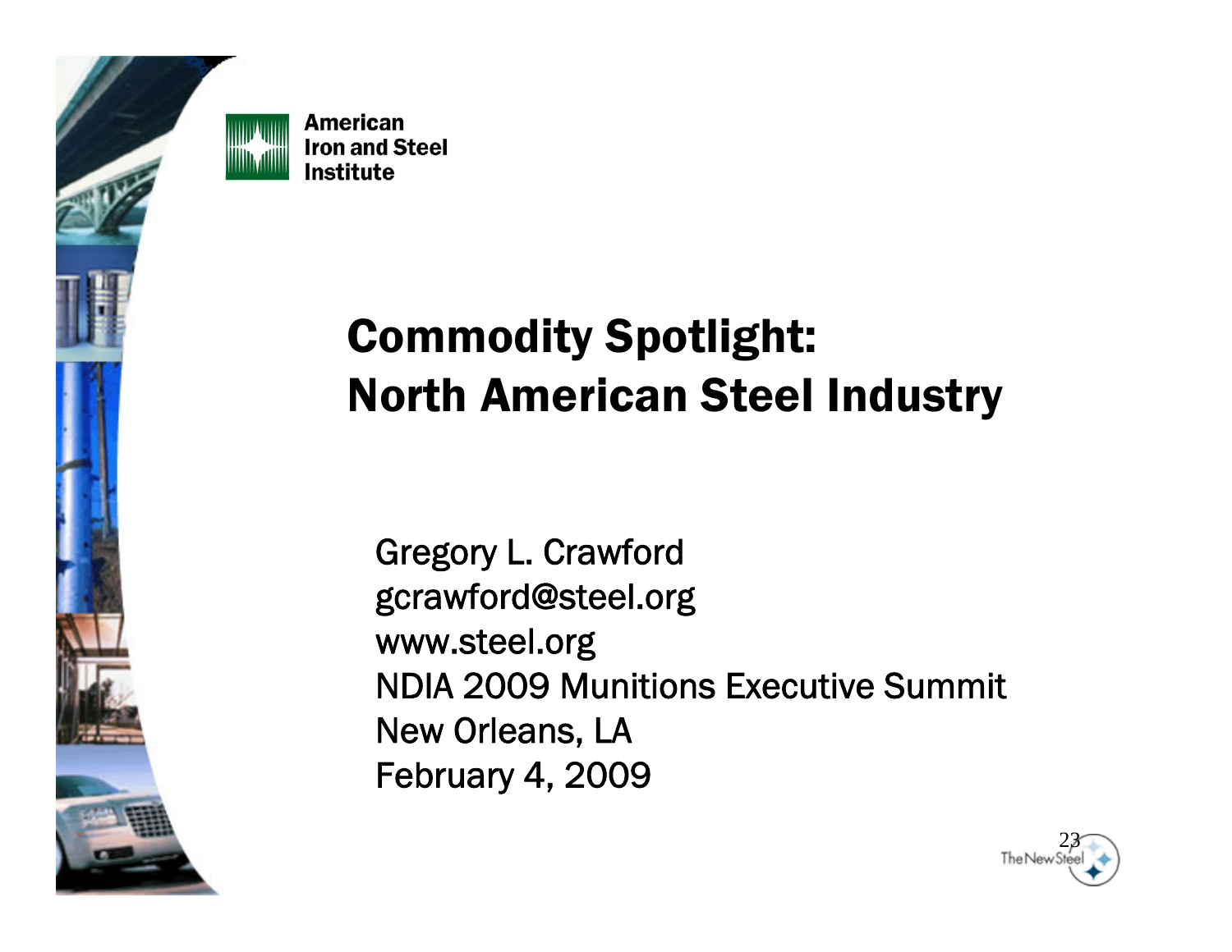American Iron and Steel Institute

# Commodity Spotlight: North American Steel Industry

Gregory L. Crawford
gcrawford@steel.org
www.steel.org
NDIA 2009 Munitions Executive Summit
New Orleans, LA
February 4, 2009

The New Steel